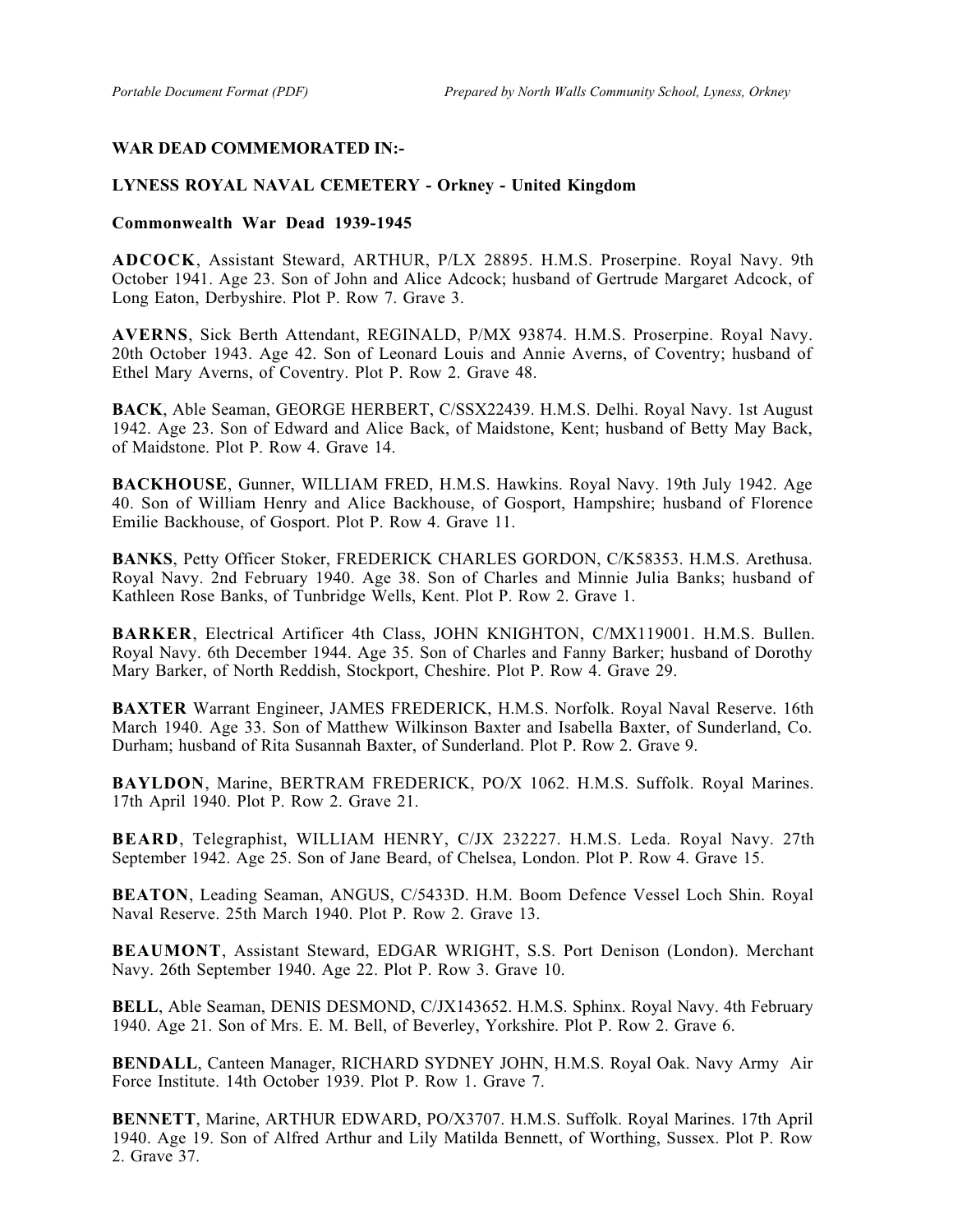**WAR DEAD COMMEMORATED IN:-**

**LYNESS ROYAL NAVAL CEMETERY - Orkney - United Kingdom**

**Commonwealth War Dead 1939-1945**

**ADCOCK**, Assistant Steward, ARTHUR, P/LX 28895. H.M.S. Proserpine. Royal Navy. 9th October 1941. Age 23. Son of John and Alice Adcock; husband of Gertrude Margaret Adcock, of Long Eaton, Derbyshire. Plot P. Row 7. Grave 3.

**AVERNS**, Sick Berth Attendant, REGINALD, P/MX 93874. H.M.S. Proserpine. Royal Navy. 20th October 1943. Age 42. Son of Leonard Louis and Annie Averns, of Coventry; husband of Ethel Mary Averns, of Coventry. Plot P. Row 2. Grave 48.

**BACK**, Able Seaman, GEORGE HERBERT, C/SSX22439. H.M.S. Delhi. Royal Navy. 1st August 1942. Age 23. Son of Edward and Alice Back, of Maidstone, Kent; husband of Betty May Back, of Maidstone. Plot P. Row 4. Grave 14.

**BACKHOUSE**, Gunner, WILLIAM FRED, H.M.S. Hawkins. Royal Navy. 19th July 1942. Age 40. Son of William Henry and Alice Backhouse, of Gosport, Hampshire; husband of Florence Emilie Backhouse, of Gosport. Plot P. Row 4. Grave 11.

**BANKS**, Petty Officer Stoker, FREDERICK CHARLES GORDON, C/K58353. H.M.S. Arethusa. Royal Navy. 2nd February 1940. Age 38. Son of Charles and Minnie Julia Banks; husband of Kathleen Rose Banks, of Tunbridge Wells, Kent. Plot P. Row 2. Grave 1.

**BARKER**, Electrical Artificer 4th Class, JOHN KNIGHTON, C/MX119001. H.M.S. Bullen. Royal Navy. 6th December 1944. Age 35. Son of Charles and Fanny Barker; husband of Dorothy Mary Barker, of North Reddish, Stockport, Cheshire. Plot P. Row 4. Grave 29.

**BAXTER** Warrant Engineer, JAMES FREDERICK, H.M.S. Norfolk. Royal Naval Reserve. 16th March 1940. Age 33. Son of Matthew Wilkinson Baxter and Isabella Baxter, of Sunderland, Co. Durham; husband of Rita Susannah Baxter, of Sunderland. Plot P. Row 2. Grave 9.

**BAYLDON**, Marine, BERTRAM FREDERICK, PO/X 1062. H.M.S. Suffolk. Royal Marines. 17th April 1940. Plot P. Row 2. Grave 21.

**BEARD**, Telegraphist, WILLIAM HENRY, C/JX 232227. H.M.S. Leda. Royal Navy. 27th September 1942. Age 25. Son of Jane Beard, of Chelsea, London. Plot P. Row 4. Grave 15.

**BEATON**, Leading Seaman, ANGUS, C/5433D. H.M. Boom Defence Vessel Loch Shin. Royal Naval Reserve. 25th March 1940. Plot P. Row 2. Grave 13.

**BEAUMONT**, Assistant Steward, EDGAR WRIGHT, S.S. Port Denison (London). Merchant Navy. 26th September 1940. Age 22. Plot P. Row 3. Grave 10.

**BELL**, Able Seaman, DENIS DESMOND, C/JX143652. H.M.S. Sphinx. Royal Navy. 4th February 1940. Age 21. Son of Mrs. E. M. Bell, of Beverley, Yorkshire. Plot P. Row 2. Grave 6.

**BENDALL**, Canteen Manager, RICHARD SYDNEY JOHN, H.M.S. Royal Oak. Navy Army Air Force Institute. 14th October 1939. Plot P. Row 1. Grave 7.

**BENNETT**, Marine, ARTHUR EDWARD, PO/X3707. H.M.S. Suffolk. Royal Marines. 17th April 1940. Age 19. Son of Alfred Arthur and Lily Matilda Bennett, of Worthing, Sussex. Plot P. Row 2. Grave 37.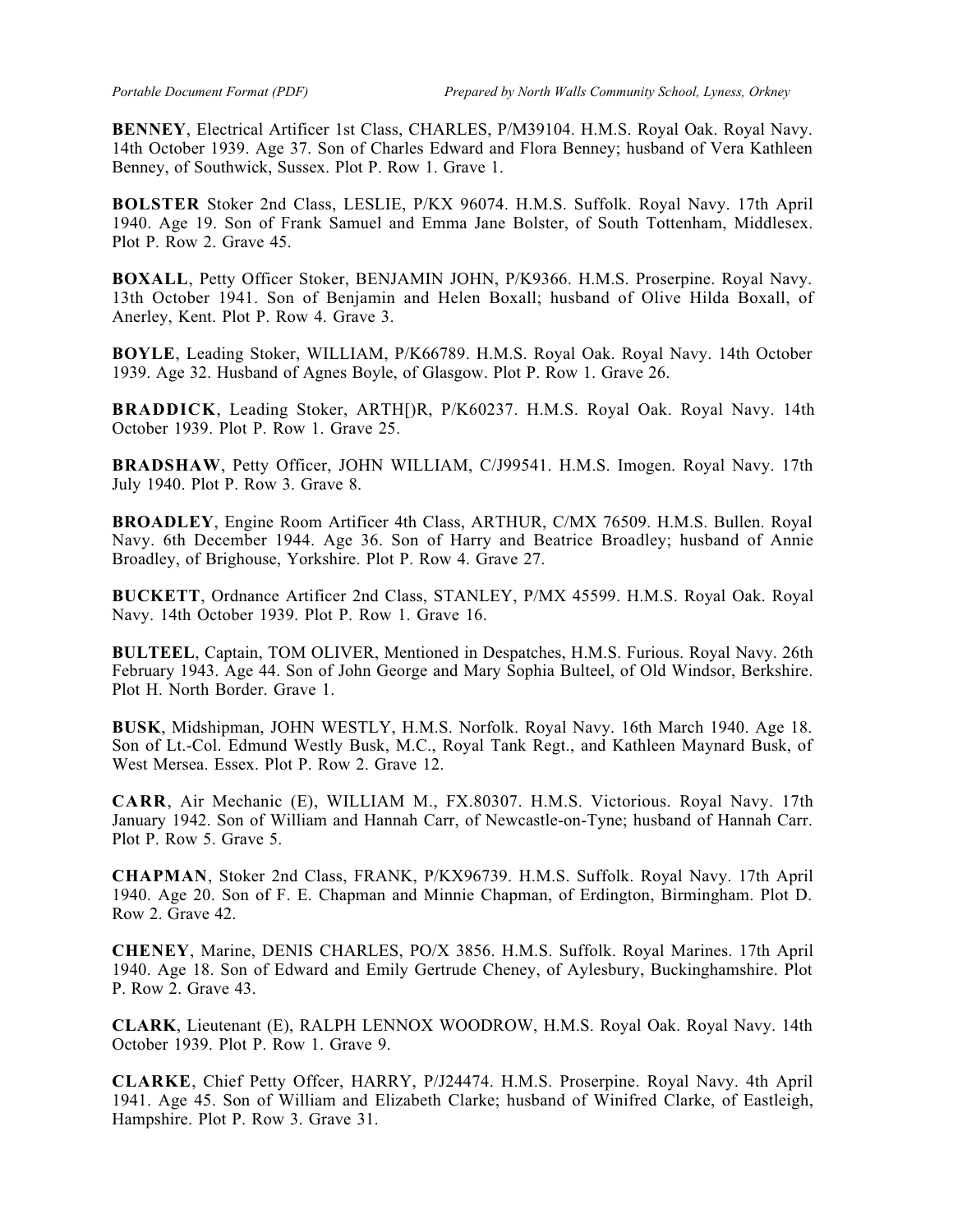**BENNEY**, Electrical Artificer 1st Class, CHARLES, P/M39104. H.M.S. Royal Oak. Royal Navy. 14th October 1939. Age 37. Son of Charles Edward and Flora Benney; husband of Vera Kathleen Benney, of Southwick, Sussex. Plot P. Row 1. Grave 1.

**BOLSTER** Stoker 2nd Class, LESLIE, P/KX 96074. H.M.S. Suffolk. Royal Navy. 17th April 1940. Age 19. Son of Frank Samuel and Emma Jane Bolster, of South Tottenham, Middlesex. Plot P. Row 2. Grave 45.

**BOXALL**, Petty Officer Stoker, BENJAMIN JOHN, P/K9366. H.M.S. Proserpine. Royal Navy. 13th October 1941. Son of Benjamin and Helen Boxall; husband of Olive Hilda Boxall, of Anerley, Kent. Plot P. Row 4. Grave 3.

**BOYLE**, Leading Stoker, WILLIAM, P/K66789. H.M.S. Royal Oak. Royal Navy. 14th October 1939. Age 32. Husband of Agnes Boyle, of Glasgow. Plot P. Row 1. Grave 26.

**BRADDICK**, Leading Stoker, ARTH[)R, P/K60237. H.M.S. Royal Oak. Royal Navy. 14th October 1939. Plot P. Row 1. Grave 25.

**BRADSHAW**, Petty Officer, JOHN WILLIAM, C/J99541. H.M.S. Imogen. Royal Navy. 17th July 1940. Plot P. Row 3. Grave 8.

**BROADLEY**, Engine Room Artificer 4th Class, ARTHUR, C/MX 76509. H.M.S. Bullen. Royal Navy. 6th December 1944. Age 36. Son of Harry and Beatrice Broadley; husband of Annie Broadley, of Brighouse, Yorkshire. Plot P. Row 4. Grave 27.

**BUCKETT**, Ordnance Artificer 2nd Class, STANLEY, P/MX 45599. H.M.S. Royal Oak. Royal Navy. 14th October 1939. Plot P. Row 1. Grave 16.

**BULTEEL**, Captain, TOM OLIVER, Mentioned in Despatches, H.M.S. Furious. Royal Navy. 26th February 1943. Age 44. Son of John George and Mary Sophia Bulteel, of Old Windsor, Berkshire. Plot H. North Border. Grave 1.

**BUSK**, Midshipman, JOHN WESTLY, H.M.S. Norfolk. Royal Navy. 16th March 1940. Age 18. Son of Lt.-Col. Edmund Westly Busk, M.C., Royal Tank Regt., and Kathleen Maynard Busk, of West Mersea. Essex. Plot P. Row 2. Grave 12.

**CARR**, Air Mechanic (E), WILLIAM M., FX.80307. H.M.S. Victorious. Royal Navy. 17th January 1942. Son of William and Hannah Carr, of Newcastle-on-Tyne; husband of Hannah Carr. Plot P. Row 5. Grave 5.

**CHAPMAN**, Stoker 2nd Class, FRANK, P/KX96739. H.M.S. Suffolk. Royal Navy. 17th April 1940. Age 20. Son of F. E. Chapman and Minnie Chapman, of Erdington, Birmingham. Plot D. Row 2. Grave 42.

**CHENEY**, Marine, DENIS CHARLES, PO/X 3856. H.M.S. Suffolk. Royal Marines. 17th April 1940. Age 18. Son of Edward and Emily Gertrude Cheney, of Aylesbury, Buckinghamshire. Plot P. Row 2. Grave 43.

**CLARK**, Lieutenant (E), RALPH LENNOX WOODROW, H.M.S. Royal Oak. Royal Navy. 14th October 1939. Plot P. Row 1. Grave 9.

**CLARKE**, Chief Petty Offcer, HARRY, P/J24474. H.M.S. Proserpine. Royal Navy. 4th April 1941. Age 45. Son of William and Elizabeth Clarke; husband of Winifred Clarke, of Eastleigh, Hampshire. Plot P. Row 3. Grave 31.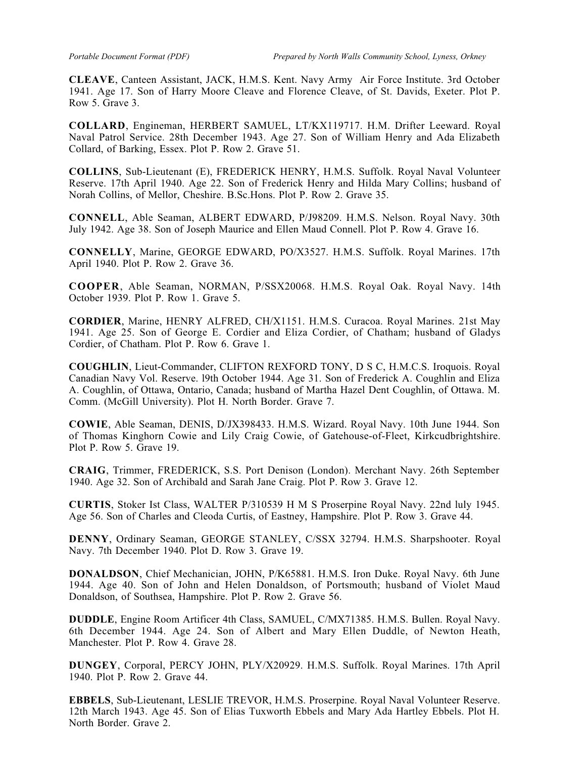**CLEAVE**, Canteen Assistant, JACK, H.M.S. Kent. Navy Army Air Force Institute. 3rd October 1941. Age 17. Son of Harry Moore Cleave and Florence Cleave, of St. Davids, Exeter. Plot P. Row 5. Grave 3.

**COLLARD**, Engineman, HERBERT SAMUEL, LT/KX119717. H.M. Drifter Leeward. Royal Naval Patrol Service. 28th December 1943. Age 27. Son of William Henry and Ada Elizabeth Collard, of Barking, Essex. Plot P. Row 2. Grave 51.

**COLLINS**, Sub-Lieutenant (E), FREDERICK HENRY, H.M.S. Suffolk. Royal Naval Volunteer Reserve. 17th April 1940. Age 22. Son of Frederick Henry and Hilda Mary Collins; husband of Norah Collins, of Mellor, Cheshire. B.Sc.Hons. Plot P. Row 2. Grave 35.

**CONNELL**, Able Seaman, ALBERT EDWARD, P/J98209. H.M.S. Nelson. Royal Navy. 30th July 1942. Age 38. Son of Joseph Maurice and Ellen Maud Connell. Plot P. Row 4. Grave 16.

**CONNELLY**, Marine, GEORGE EDWARD, PO/X3527. H.M.S. Suffolk. Royal Marines. 17th April 1940. Plot P. Row 2. Grave 36.

**COOPER**, Able Seaman, NORMAN, P/SSX20068. H.M.S. Royal Oak. Royal Navy. 14th October 1939. Plot P. Row 1. Grave 5.

**CORDIER**, Marine, HENRY ALFRED, CH/X1151. H.M.S. Curacoa. Royal Marines. 21st May 1941. Age 25. Son of George E. Cordier and Eliza Cordier, of Chatham; husband of Gladys Cordier, of Chatham. Plot P. Row 6. Grave 1.

**COUGHLIN**, Lieut-Commander, CLIFTON REXFORD TONY, D S C, H.M.C.S. Iroquois. Royal Canadian Navy Vol. Reserve. l9th October 1944. Age 31. Son of Frederick A. Coughlin and Eliza A. Coughlin, of Ottawa, Ontario, Canada; husband of Martha Hazel Dent Coughlin, of Ottawa. M. Comm. (McGill University). Plot H. North Border. Grave 7.

**COWIE**, Able Seaman, DENIS, D/JX398433. H.M.S. Wizard. Royal Navy. 10th June 1944. Son of Thomas Kinghorn Cowie and Lily Craig Cowie, of Gatehouse-of-Fleet, Kirkcudbrightshire. Plot P. Row 5. Grave 19.

**CRAIG**, Trimmer, FREDERICK, S.S. Port Denison (London). Merchant Navy. 26th September 1940. Age 32. Son of Archibald and Sarah Jane Craig. Plot P. Row 3. Grave 12.

**CURTIS**, Stoker Ist Class, WALTER P/310539 H M S Proserpine Royal Navy. 22nd luly 1945. Age 56. Son of Charles and Cleoda Curtis, of Eastney, Hampshire. Plot P. Row 3. Grave 44.

**DENNY**, Ordinary Seaman, GEORGE STANLEY, C/SSX 32794. H.M.S. Sharpshooter. Royal Navy. 7th December 1940. Plot D. Row 3. Grave 19.

**DONALDSON**, Chief Mechanician, JOHN, P/K65881. H.M.S. Iron Duke. Royal Navy. 6th June 1944. Age 40. Son of John and Helen Donaldson, of Portsmouth; husband of Violet Maud Donaldson, of Southsea, Hampshire. Plot P. Row 2. Grave 56.

**DUDDLE**, Engine Room Artificer 4th Class, SAMUEL, C/MX71385. H.M.S. Bullen. Royal Navy. 6th December 1944. Age 24. Son of Albert and Mary Ellen Duddle, of Newton Heath, Manchester. Plot P. Row 4. Grave 28.

**DUNGEY**, Corporal, PERCY JOHN, PLY/X20929. H.M.S. Suffolk. Royal Marines. 17th April 1940. Plot P. Row 2. Grave 44.

**EBBELS**, Sub-Lieutenant, LESLIE TREVOR, H.M.S. Proserpine. Royal Naval Volunteer Reserve. 12th March 1943. Age 45. Son of Elias Tuxworth Ebbels and Mary Ada Hartley Ebbels. Plot H. North Border. Grave 2.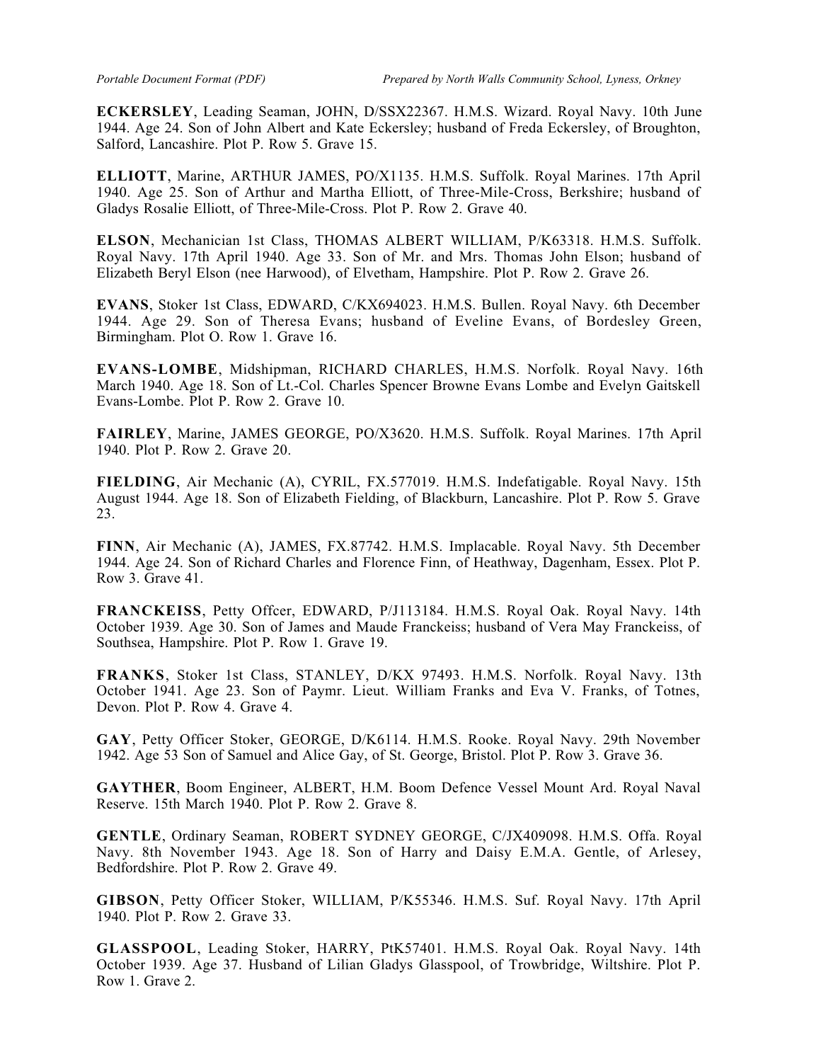**ECKERSLEY**, Leading Seaman, JOHN, D/SSX22367. H.M.S. Wizard. Royal Navy. 10th June 1944. Age 24. Son of John Albert and Kate Eckersley; husband of Freda Eckersley, of Broughton, Salford, Lancashire. Plot P. Row 5. Grave 15.

**ELLIOTT**, Marine, ARTHUR JAMES, PO/X1135. H.M.S. Suffolk. Royal Marines. 17th April 1940. Age 25. Son of Arthur and Martha Elliott, of Three-Mile-Cross, Berkshire; husband of Gladys Rosalie Elliott, of Three-Mile-Cross. Plot P. Row 2. Grave 40.

**ELSON**, Mechanician 1st Class, THOMAS ALBERT WILLIAM, P/K63318. H.M.S. Suffolk. Royal Navy. 17th April 1940. Age 33. Son of Mr. and Mrs. Thomas John Elson; husband of Elizabeth Beryl Elson (nee Harwood), of Elvetham, Hampshire. Plot P. Row 2. Grave 26.

**EVANS**, Stoker 1st Class, EDWARD, C/KX694023. H.M.S. Bullen. Royal Navy. 6th December 1944. Age 29. Son of Theresa Evans; husband of Eveline Evans, of Bordesley Green, Birmingham. Plot O. Row 1. Grave 16.

**EVANS-LOMBE**, Midshipman, RICHARD CHARLES, H.M.S. Norfolk. Royal Navy. 16th March 1940. Age 18. Son of Lt.-Col. Charles Spencer Browne Evans Lombe and Evelyn Gaitskell Evans-Lombe. Plot P. Row 2. Grave 10.

**FAIRLEY**, Marine, JAMES GEORGE, PO/X3620. H.M.S. Suffolk. Royal Marines. 17th April 1940. Plot P. Row 2. Grave 20.

**FIELDING**, Air Mechanic (A), CYRIL, FX.577019. H.M.S. Indefatigable. Royal Navy. 15th August 1944. Age 18. Son of Elizabeth Fielding, of Blackburn, Lancashire. Plot P. Row 5. Grave 23.

**FINN**, Air Mechanic (A), JAMES, FX.87742. H.M.S. Implacable. Royal Navy. 5th December 1944. Age 24. Son of Richard Charles and Florence Finn, of Heathway, Dagenham, Essex. Plot P. Row 3. Grave 41.

**FRANCKEISS**, Petty Offcer, EDWARD, P/J113184. H.M.S. Royal Oak. Royal Navy. 14th October 1939. Age 30. Son of James and Maude Franckeiss; husband of Vera May Franckeiss, of Southsea, Hampshire. Plot P. Row 1. Grave 19.

**FRANKS**, Stoker 1st Class, STANLEY, D/KX 97493. H.M.S. Norfolk. Royal Navy. 13th October 1941. Age 23. Son of Paymr. Lieut. William Franks and Eva V. Franks, of Totnes, Devon. Plot P. Row 4. Grave 4.

**GAY**, Petty Officer Stoker, GEORGE, D/K6114. H.M.S. Rooke. Royal Navy. 29th November 1942. Age 53 Son of Samuel and Alice Gay, of St. George, Bristol. Plot P. Row 3. Grave 36.

**GAYTHER**, Boom Engineer, ALBERT, H.M. Boom Defence Vessel Mount Ard. Royal Naval Reserve. 15th March 1940. Plot P. Row 2. Grave 8.

**GENTLE**, Ordinary Seaman, ROBERT SYDNEY GEORGE, C/JX409098. H.M.S. Offa. Royal Navy. 8th November 1943. Age 18. Son of Harry and Daisy E.M.A. Gentle, of Arlesey, Bedfordshire. Plot P. Row 2. Grave 49.

**GIBSON**, Petty Officer Stoker, WILLIAM, P/K55346. H.M.S. Suf. Royal Navy. 17th April 1940. Plot P. Row 2. Grave 33.

**GLASSPOOL**, Leading Stoker, HARRY, PtK57401. H.M.S. Royal Oak. Royal Navy. 14th October 1939. Age 37. Husband of Lilian Gladys Glasspool, of Trowbridge, Wiltshire. Plot P. Row 1. Grave 2.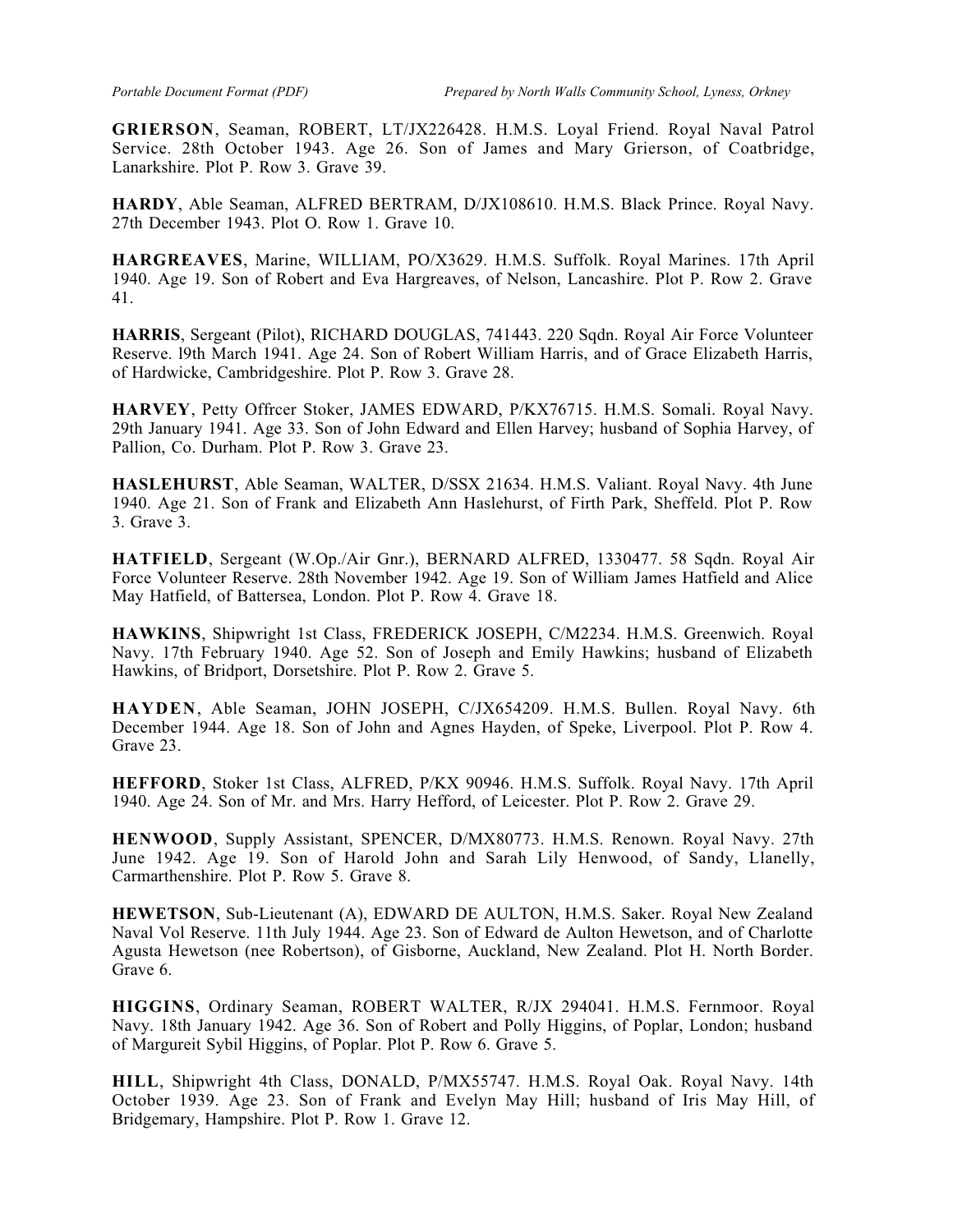**GRIERSON**, Seaman, ROBERT, LT/JX226428. H.M.S. Loyal Friend. Royal Naval Patrol Service. 28th October 1943. Age 26. Son of James and Mary Grierson, of Coatbridge, Lanarkshire. Plot P. Row 3. Grave 39.

**HARDY**, Able Seaman, ALFRED BERTRAM, D/JX108610. H.M.S. Black Prince. Royal Navy. 27th December 1943. Plot O. Row 1. Grave 10.

**HARGREAVES**, Marine, WILLIAM, PO/X3629. H.M.S. Suffolk. Royal Marines. 17th April 1940. Age 19. Son of Robert and Eva Hargreaves, of Nelson, Lancashire. Plot P. Row 2. Grave 41.

**HARRIS**, Sergeant (Pilot), RICHARD DOUGLAS, 741443. 220 Sqdn. Royal Air Force Volunteer Reserve. l9th March 1941. Age 24. Son of Robert William Harris, and of Grace Elizabeth Harris, of Hardwicke, Cambridgeshire. Plot P. Row 3. Grave 28.

**HARVEY**, Petty Offrcer Stoker, JAMES EDWARD, P/KX76715. H.M.S. Somali. Royal Navy. 29th January 1941. Age 33. Son of John Edward and Ellen Harvey; husband of Sophia Harvey, of Pallion, Co. Durham. Plot P. Row 3. Grave 23.

**HASLEHURST**, Able Seaman, WALTER, D/SSX 21634. H.M.S. Valiant. Royal Navy. 4th June 1940. Age 21. Son of Frank and Elizabeth Ann Haslehurst, of Firth Park, Sheffeld. Plot P. Row 3. Grave 3.

**HATFIELD**, Sergeant (W.Op./Air Gnr.), BERNARD ALFRED, 1330477. 58 Sqdn. Royal Air Force Volunteer Reserve. 28th November 1942. Age 19. Son of William James Hatfield and Alice May Hatfield, of Battersea, London. Plot P. Row 4. Grave 18.

**HAWKINS**, Shipwright 1st Class, FREDERICK JOSEPH, C/M2234. H.M.S. Greenwich. Royal Navy. 17th February 1940. Age 52. Son of Joseph and Emily Hawkins; husband of Elizabeth Hawkins, of Bridport, Dorsetshire. Plot P. Row 2. Grave 5.

**HAYDEN**, Able Seaman, JOHN JOSEPH, C/JX654209. H.M.S. Bullen. Royal Navy. 6th December 1944. Age 18. Son of John and Agnes Hayden, of Speke, Liverpool. Plot P. Row 4. Grave 23.

**HEFFORD**, Stoker 1st Class, ALFRED, P/KX 90946. H.M.S. Suffolk. Royal Navy. 17th April 1940. Age 24. Son of Mr. and Mrs. Harry Hefford, of Leicester. Plot P. Row 2. Grave 29.

**HENWOOD**, Supply Assistant, SPENCER, D/MX80773. H.M.S. Renown. Royal Navy. 27th June 1942. Age 19. Son of Harold John and Sarah Lily Henwood, of Sandy, Llanelly, Carmarthenshire. Plot P. Row 5. Grave 8.

**HEWETSON**, Sub-Lieutenant (A), EDWARD DE AULTON, H.M.S. Saker. Royal New Zealand Naval Vol Reserve. 11th July 1944. Age 23. Son of Edward de Aulton Hewetson, and of Charlotte Agusta Hewetson (nee Robertson), of Gisborne, Auckland, New Zealand. Plot H. North Border. Grave 6.

**HIGGINS**, Ordinary Seaman, ROBERT WALTER, R/JX 294041. H.M.S. Fernmoor. Royal Navy. 18th January 1942. Age 36. Son of Robert and Polly Higgins, of Poplar, London; husband of Margureit Sybil Higgins, of Poplar. Plot P. Row 6. Grave 5.

**HILL**, Shipwright 4th Class, DONALD, P/MX55747. H.M.S. Royal Oak. Royal Navy. 14th October 1939. Age 23. Son of Frank and Evelyn May Hill; husband of Iris May Hill, of Bridgemary, Hampshire. Plot P. Row 1. Grave 12.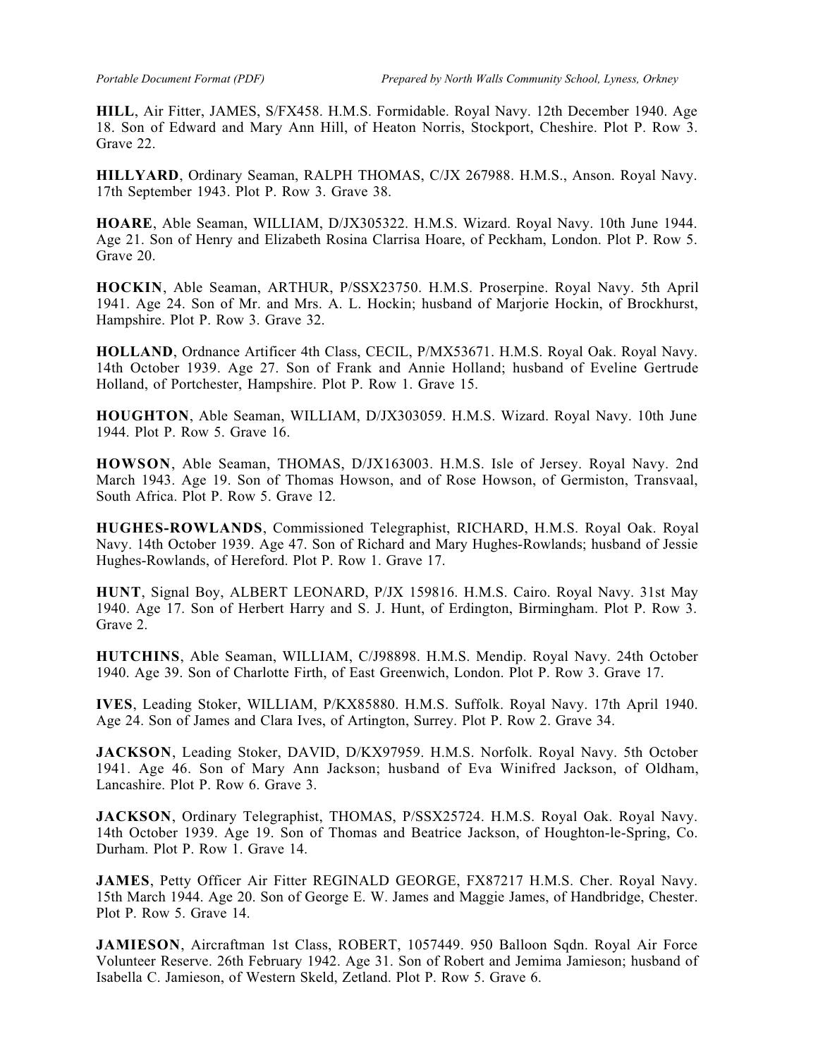**HILL**, Air Fitter, JAMES, S/FX458. H.M.S. Formidable. Royal Navy. 12th December 1940. Age 18. Son of Edward and Mary Ann Hill, of Heaton Norris, Stockport, Cheshire. Plot P. Row 3. Grave 22.

**HILLYARD**, Ordinary Seaman, RALPH THOMAS, C/JX 267988. H.M.S., Anson. Royal Navy. 17th September 1943. Plot P. Row 3. Grave 38.

**HOARE**, Able Seaman, WILLIAM, D/JX305322. H.M.S. Wizard. Royal Navy. 10th June 1944. Age 21. Son of Henry and Elizabeth Rosina Clarrisa Hoare, of Peckham, London. Plot P. Row 5. Grave 20.

**HOCKIN**, Able Seaman, ARTHUR, P/SSX23750. H.M.S. Proserpine. Royal Navy. 5th April 1941. Age 24. Son of Mr. and Mrs. A. L. Hockin; husband of Marjorie Hockin, of Brockhurst, Hampshire. Plot P. Row 3. Grave 32.

**HOLLAND**, Ordnance Artificer 4th Class, CECIL, P/MX53671. H.M.S. Royal Oak. Royal Navy. 14th October 1939. Age 27. Son of Frank and Annie Holland; husband of Eveline Gertrude Holland, of Portchester, Hampshire. Plot P. Row 1. Grave 15.

**HOUGHTON**, Able Seaman, WILLIAM, D/JX303059. H.M.S. Wizard. Royal Navy. 10th June 1944. Plot P. Row 5. Grave 16.

**HOWSON**, Able Seaman, THOMAS, D/JX163003. H.M.S. Isle of Jersey. Royal Navy. 2nd March 1943. Age 19. Son of Thomas Howson, and of Rose Howson, of Germiston, Transvaal, South Africa. Plot P. Row 5. Grave 12.

**HUGHES-ROWLANDS**, Commissioned Telegraphist, RICHARD, H.M.S. Royal Oak. Royal Navy. 14th October 1939. Age 47. Son of Richard and Mary Hughes-Rowlands; husband of Jessie Hughes-Rowlands, of Hereford. Plot P. Row 1. Grave 17.

**HUNT**, Signal Boy, ALBERT LEONARD, P/JX 159816. H.M.S. Cairo. Royal Navy. 31st May 1940. Age 17. Son of Herbert Harry and S. J. Hunt, of Erdington, Birmingham. Plot P. Row 3. Grave 2.

**HUTCHINS**, Able Seaman, WILLIAM, C/J98898. H.M.S. Mendip. Royal Navy. 24th October 1940. Age 39. Son of Charlotte Firth, of East Greenwich, London. Plot P. Row 3. Grave 17.

**IVES**, Leading Stoker, WILLIAM, P/KX85880. H.M.S. Suffolk. Royal Navy. 17th April 1940. Age 24. Son of James and Clara Ives, of Artington, Surrey. Plot P. Row 2. Grave 34.

**JACKSON**, Leading Stoker, DAVID, D/KX97959. H.M.S. Norfolk. Royal Navy. 5th October 1941. Age 46. Son of Mary Ann Jackson; husband of Eva Winifred Jackson, of Oldham, Lancashire. Plot P. Row 6. Grave 3.

**JACKSON**, Ordinary Telegraphist, THOMAS, P/SSX25724. H.M.S. Royal Oak. Royal Navy. 14th October 1939. Age 19. Son of Thomas and Beatrice Jackson, of Houghton-le-Spring, Co. Durham. Plot P. Row 1. Grave 14.

**JAMES**, Petty Officer Air Fitter REGINALD GEORGE, FX87217 H.M.S. Cher. Royal Navy. 15th March 1944. Age 20. Son of George E. W. James and Maggie James, of Handbridge, Chester. Plot P. Row 5. Grave 14.

**JAMIESON**, Aircraftman 1st Class, ROBERT, 1057449. 950 Balloon Sqdn. Royal Air Force Volunteer Reserve. 26th February 1942. Age 31. Son of Robert and Jemima Jamieson; husband of Isabella C. Jamieson, of Western Skeld, Zetland. Plot P. Row 5. Grave 6.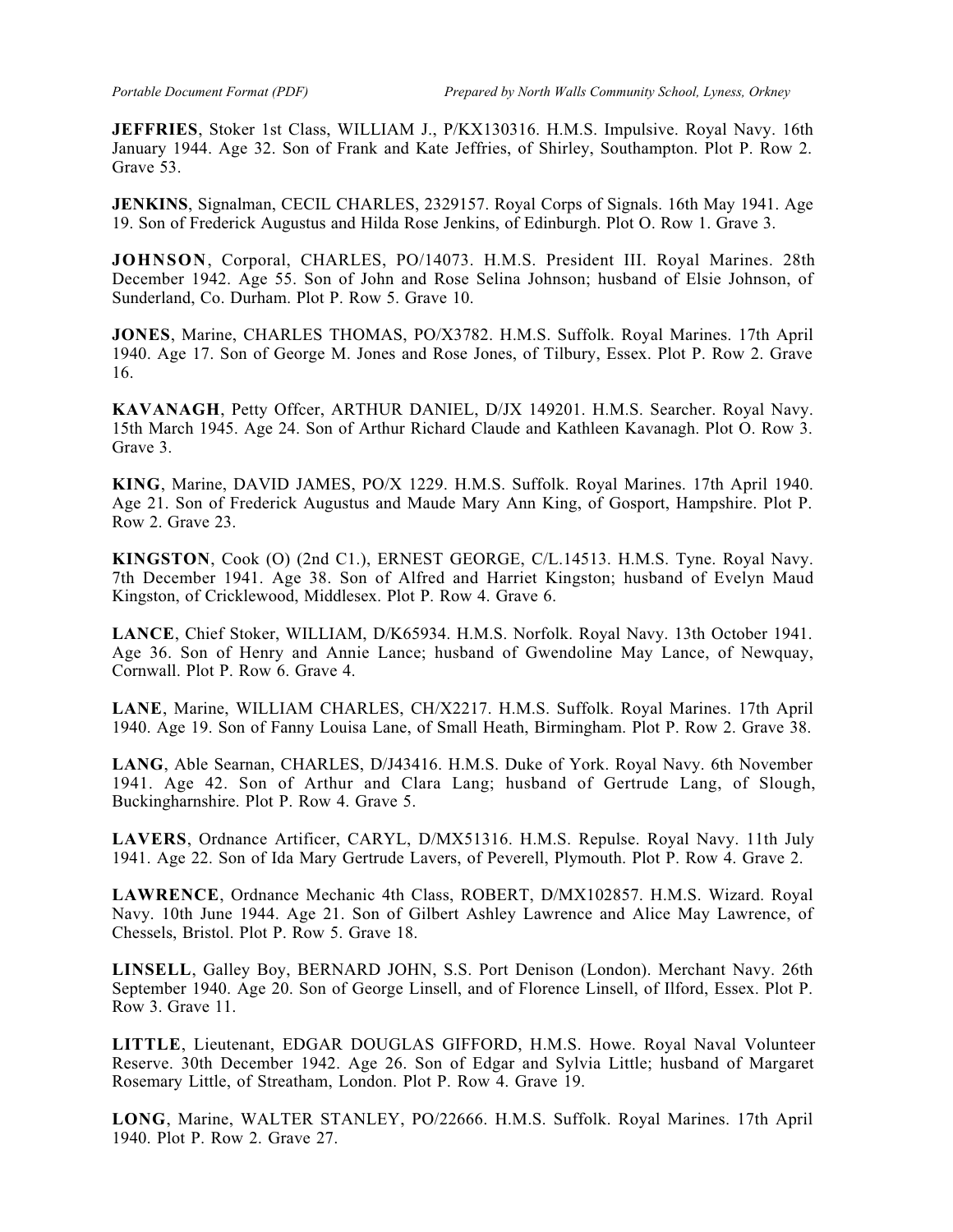**JEFFRIES**, Stoker 1st Class, WILLIAM J., P/KX130316. H.M.S. Impulsive. Royal Navy. 16th January 1944. Age 32. Son of Frank and Kate Jeffries, of Shirley, Southampton. Plot P. Row 2. Grave 53.

**JENKINS**, Signalman, CECIL CHARLES, 2329157. Royal Corps of Signals. 16th May 1941. Age 19. Son of Frederick Augustus and Hilda Rose Jenkins, of Edinburgh. Plot O. Row 1. Grave 3.

**JOHNSON**, Corporal, CHARLES, PO/14073. H.M.S. President III. Royal Marines. 28th December 1942. Age 55. Son of John and Rose Selina Johnson; husband of Elsie Johnson, of Sunderland, Co. Durham. Plot P. Row 5. Grave 10.

**JONES**, Marine, CHARLES THOMAS, PO/X3782. H.M.S. Suffolk. Royal Marines. 17th April 1940. Age 17. Son of George M. Jones and Rose Jones, of Tilbury, Essex. Plot P. Row 2. Grave 16.

**KAVANAGH**, Petty Offcer, ARTHUR DANIEL, D/JX 149201. H.M.S. Searcher. Royal Navy. 15th March 1945. Age 24. Son of Arthur Richard Claude and Kathleen Kavanagh. Plot O. Row 3. Grave 3.

**KING**, Marine, DAVID JAMES, PO/X 1229. H.M.S. Suffolk. Royal Marines. 17th April 1940. Age 21. Son of Frederick Augustus and Maude Mary Ann King, of Gosport, Hampshire. Plot P. Row 2. Grave 23.

**KINGSTON**, Cook (O) (2nd C1.), ERNEST GEORGE, C/L.14513. H.M.S. Tyne. Royal Navy. 7th December 1941. Age 38. Son of Alfred and Harriet Kingston; husband of Evelyn Maud Kingston, of Cricklewood, Middlesex. Plot P. Row 4. Grave 6.

**LANCE**, Chief Stoker, WILLIAM, D/K65934. H.M.S. Norfolk. Royal Navy. 13th October 1941. Age 36. Son of Henry and Annie Lance; husband of Gwendoline May Lance, of Newquay, Cornwall. Plot P. Row 6. Grave 4.

**LANE**, Marine, WILLIAM CHARLES, CH/X2217. H.M.S. Suffolk. Royal Marines. 17th April 1940. Age 19. Son of Fanny Louisa Lane, of Small Heath, Birmingham. Plot P. Row 2. Grave 38.

**LANG**, Able Searnan, CHARLES, D/J43416. H.M.S. Duke of York. Royal Navy. 6th November 1941. Age 42. Son of Arthur and Clara Lang; husband of Gertrude Lang, of Slough, Buckingharnshire. Plot P. Row 4. Grave 5.

**LAVERS**, Ordnance Artificer, CARYL, D/MX51316. H.M.S. Repulse. Royal Navy. 11th July 1941. Age 22. Son of Ida Mary Gertrude Lavers, of Peverell, Plymouth. Plot P. Row 4. Grave 2.

**LAWRENCE**, Ordnance Mechanic 4th Class, ROBERT, D/MX102857. H.M.S. Wizard. Royal Navy. 10th June 1944. Age 21. Son of Gilbert Ashley Lawrence and Alice May Lawrence, of Chessels, Bristol. Plot P. Row 5. Grave 18.

**LINSELL**, Galley Boy, BERNARD JOHN, S.S. Port Denison (London). Merchant Navy. 26th September 1940. Age 20. Son of George Linsell, and of Florence Linsell, of Ilford, Essex. Plot P. Row 3. Grave 11.

**LITTLE**, Lieutenant, EDGAR DOUGLAS GIFFORD, H.M.S. Howe. Royal Naval Volunteer Reserve. 30th December 1942. Age 26. Son of Edgar and Sylvia Little; husband of Margaret Rosemary Little, of Streatham, London. Plot P. Row 4. Grave 19.

**LONG**, Marine, WALTER STANLEY, PO/22666. H.M.S. Suffolk. Royal Marines. 17th April 1940. Plot P. Row 2. Grave 27.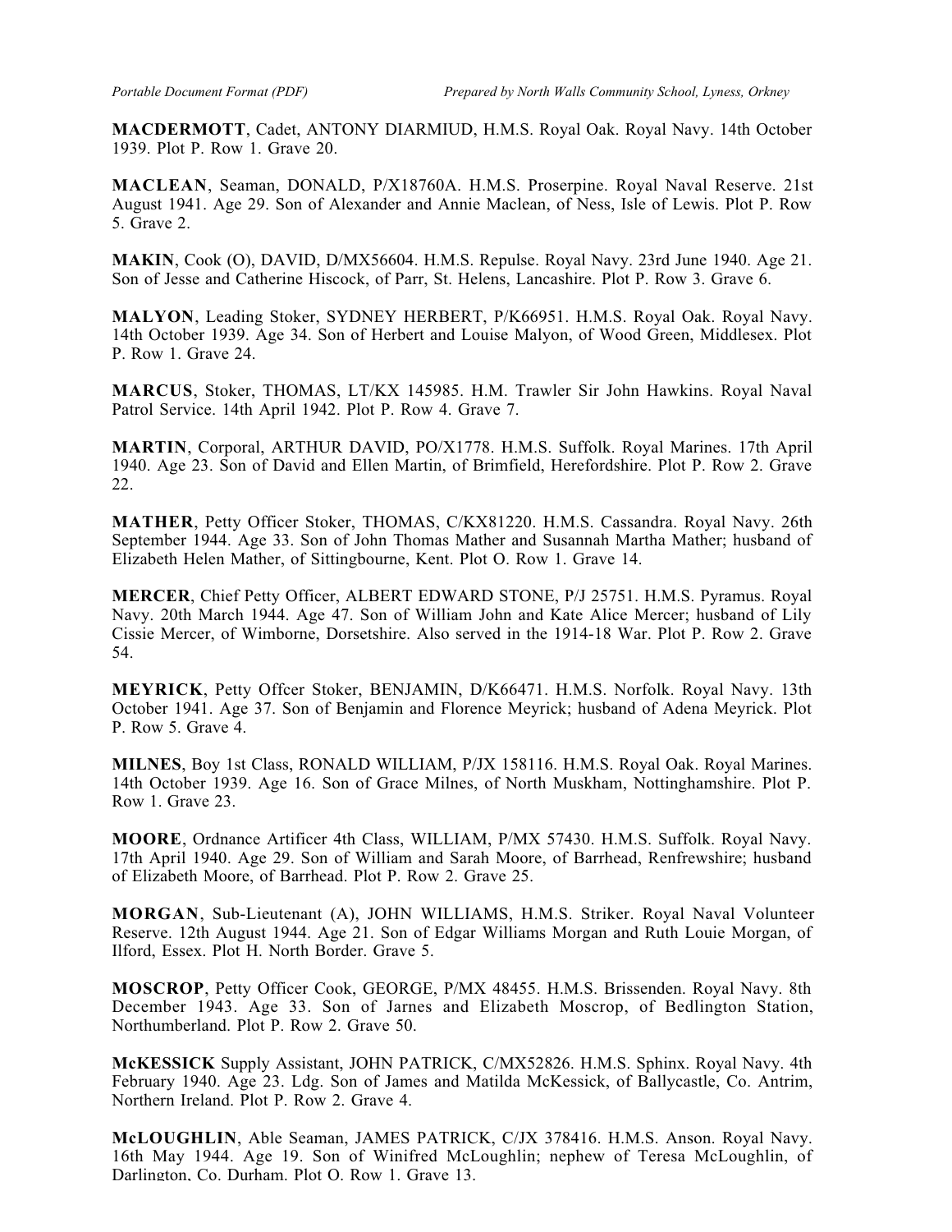**MACDERMOTT**, Cadet, ANTONY DIARMIUD, H.M.S. Royal Oak. Royal Navy. 14th October 1939. Plot P. Row 1. Grave 20.

**MACLEAN**, Seaman, DONALD, P/X18760A. H.M.S. Proserpine. Royal Naval Reserve. 21st August 1941. Age 29. Son of Alexander and Annie Maclean, of Ness, Isle of Lewis. Plot P. Row 5. Grave 2.

**MAKIN**, Cook (O), DAVID, D/MX56604. H.M.S. Repulse. Royal Navy. 23rd June 1940. Age 21. Son of Jesse and Catherine Hiscock, of Parr, St. Helens, Lancashire. Plot P. Row 3. Grave 6.

**MALYON**, Leading Stoker, SYDNEY HERBERT, P/K66951. H.M.S. Royal Oak. Royal Navy. 14th October 1939. Age 34. Son of Herbert and Louise Malyon, of Wood Green, Middlesex. Plot P. Row 1. Grave 24.

**MARCUS**, Stoker, THOMAS, LT/KX 145985. H.M. Trawler Sir John Hawkins. Royal Naval Patrol Service. 14th April 1942. Plot P. Row 4. Grave 7.

**MARTIN**, Corporal, ARTHUR DAVID, PO/X1778. H.M.S. Suffolk. Royal Marines. 17th April 1940. Age 23. Son of David and Ellen Martin, of Brimfield, Herefordshire. Plot P. Row 2. Grave 22.

**MATHER**, Petty Officer Stoker, THOMAS, C/KX81220. H.M.S. Cassandra. Royal Navy. 26th September 1944. Age 33. Son of John Thomas Mather and Susannah Martha Mather; husband of Elizabeth Helen Mather, of Sittingbourne, Kent. Plot O. Row 1. Grave 14.

**MERCER**, Chief Petty Officer, ALBERT EDWARD STONE, P/J 25751. H.M.S. Pyramus. Royal Navy. 20th March 1944. Age 47. Son of William John and Kate Alice Mercer; husband of Lily Cissie Mercer, of Wimborne, Dorsetshire. Also served in the 1914-18 War. Plot P. Row 2. Grave 54.

**MEYRICK**, Petty Offcer Stoker, BENJAMIN, D/K66471. H.M.S. Norfolk. Royal Navy. 13th October 1941. Age 37. Son of Benjamin and Florence Meyrick; husband of Adena Meyrick. Plot P. Row 5. Grave 4.

**MILNES**, Boy 1st Class, RONALD WILLIAM, P/JX 158116. H.M.S. Royal Oak. Royal Marines. 14th October 1939. Age 16. Son of Grace Milnes, of North Muskham, Nottinghamshire. Plot P. Row 1. Grave 23.

**MOORE**, Ordnance Artificer 4th Class, WILLIAM, P/MX 57430. H.M.S. Suffolk. Royal Navy. 17th April 1940. Age 29. Son of William and Sarah Moore, of Barrhead, Renfrewshire; husband of Elizabeth Moore, of Barrhead. Plot P. Row 2. Grave 25.

**MORGAN**, Sub-Lieutenant (A), JOHN WILLIAMS, H.M.S. Striker. Royal Naval Volunteer Reserve. 12th August 1944. Age 21. Son of Edgar Williams Morgan and Ruth Louie Morgan, of Ilford, Essex. Plot H. North Border. Grave 5.

**MOSCROP**, Petty Officer Cook, GEORGE, P/MX 48455. H.M.S. Brissenden. Royal Navy. 8th December 1943. Age 33. Son of Jarnes and Elizabeth Moscrop, of Bedlington Station, Northumberland. Plot P. Row 2. Grave 50.

**McKESSICK** Supply Assistant, JOHN PATRICK, C/MX52826. H.M.S. Sphinx. Royal Navy. 4th February 1940. Age 23. Ldg. Son of James and Matilda McKessick, of Ballycastle, Co. Antrim, Northern Ireland. Plot P. Row 2. Grave 4.

**McLOUGHLIN**, Able Seaman, JAMES PATRICK, C/JX 378416. H.M.S. Anson. Royal Navy. 16th May 1944. Age 19. Son of Winifred McLoughlin; nephew of Teresa McLoughlin, of Darlington, Co. Durham. Plot O. Row 1. Grave 13.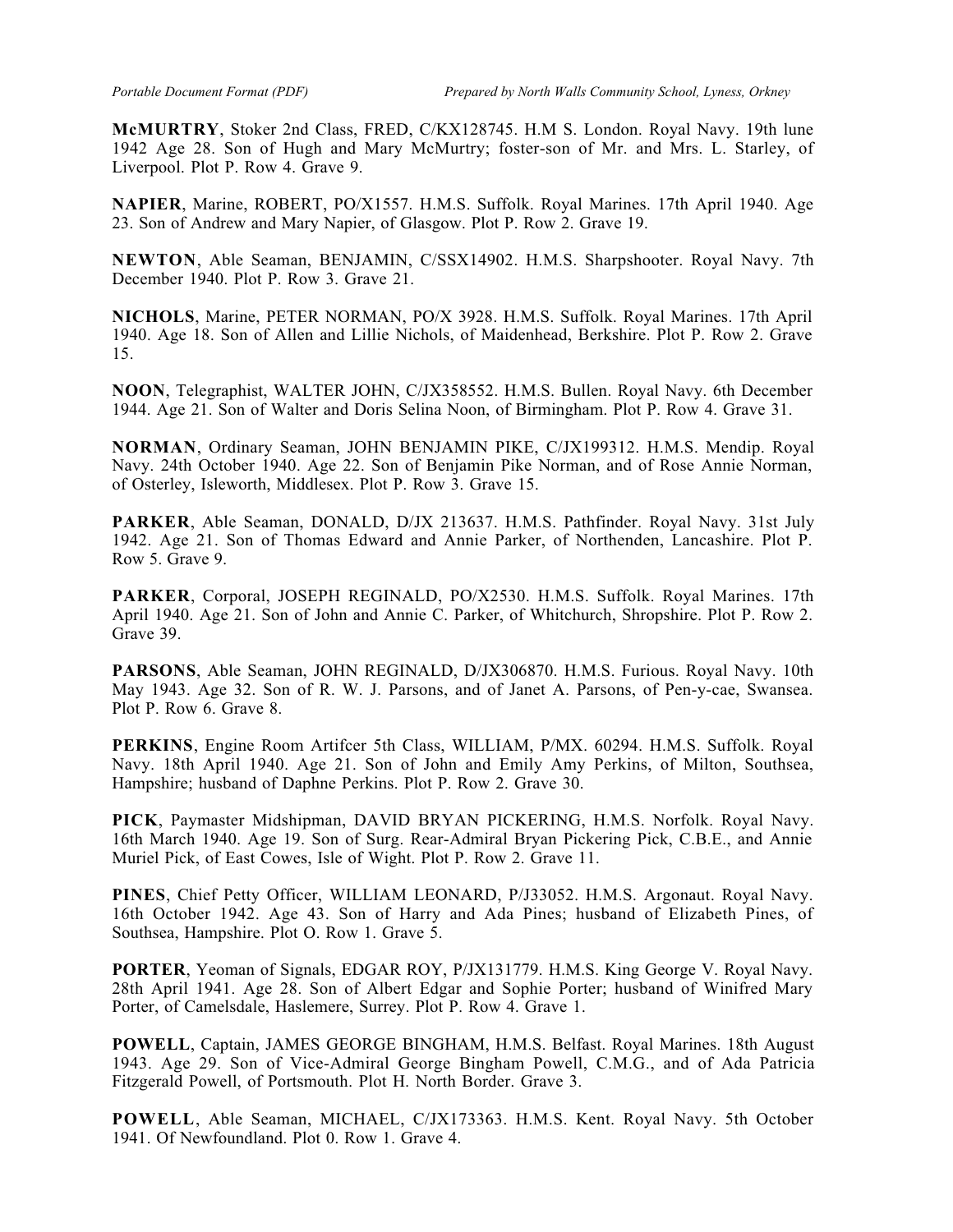**McMURTRY**, Stoker 2nd Class, FRED, C/KX128745. H.M S. London. Royal Navy. 19th lune 1942 Age 28. Son of Hugh and Mary McMurtry; foster-son of Mr. and Mrs. L. Starley, of Liverpool. Plot P. Row 4. Grave 9.

**NAPIER**, Marine, ROBERT, PO/X1557. H.M.S. Suffolk. Royal Marines. 17th April 1940. Age 23. Son of Andrew and Mary Napier, of Glasgow. Plot P. Row 2. Grave 19.

**NEWTON**, Able Seaman, BENJAMIN, C/SSX14902. H.M.S. Sharpshooter. Royal Navy. 7th December 1940. Plot P. Row 3. Grave 21.

**NICHOLS**, Marine, PETER NORMAN, PO/X 3928. H.M.S. Suffolk. Royal Marines. 17th April 1940. Age 18. Son of Allen and Lillie Nichols, of Maidenhead, Berkshire. Plot P. Row 2. Grave 15.

**NOON**, Telegraphist, WALTER JOHN, C/JX358552. H.M.S. Bullen. Royal Navy. 6th December 1944. Age 21. Son of Walter and Doris Selina Noon, of Birmingham. Plot P. Row 4. Grave 31.

**NORMAN**, Ordinary Seaman, JOHN BENJAMIN PIKE, C/JX199312. H.M.S. Mendip. Royal Navy. 24th October 1940. Age 22. Son of Benjamin Pike Norman, and of Rose Annie Norman, of Osterley, Isleworth, Middlesex. Plot P. Row 3. Grave 15.

**PARKER**, Able Seaman, DONALD, D/JX 213637. H.M.S. Pathfinder. Royal Navy. 31st July 1942. Age 21. Son of Thomas Edward and Annie Parker, of Northenden, Lancashire. Plot P. Row 5. Grave 9.

**PARKER**, Corporal, JOSEPH REGINALD, PO/X2530. H.M.S. Suffolk. Royal Marines. 17th April 1940. Age 21. Son of John and Annie C. Parker, of Whitchurch, Shropshire. Plot P. Row 2. Grave 39.

**PARSONS**, Able Seaman, JOHN REGINALD, D/JX306870. H.M.S. Furious. Royal Navy. 10th May 1943. Age 32. Son of R. W. J. Parsons, and of Janet A. Parsons, of Pen-y-cae, Swansea. Plot P. Row 6. Grave 8.

**PERKINS**, Engine Room Artifcer 5th Class, WILLIAM, P/MX. 60294. H.M.S. Suffolk. Royal Navy. 18th April 1940. Age 21. Son of John and Emily Amy Perkins, of Milton, Southsea, Hampshire; husband of Daphne Perkins. Plot P. Row 2. Grave 30.

**PICK**, Paymaster Midshipman, DAVID BRYAN PICKERING, H.M.S. Norfolk. Royal Navy. 16th March 1940. Age 19. Son of Surg. Rear-Admiral Bryan Pickering Pick, C.B.E., and Annie Muriel Pick, of East Cowes, Isle of Wight. Plot P. Row 2. Grave 11.

**PINES**, Chief Petty Officer, WILLIAM LEONARD, P/J33052. H.M.S. Argonaut. Royal Navy. 16th October 1942. Age 43. Son of Harry and Ada Pines; husband of Elizabeth Pines, of Southsea, Hampshire. Plot O. Row 1. Grave 5.

**PORTER**, Yeoman of Signals, EDGAR ROY, P/JX131779. H.M.S. King George V. Royal Navy. 28th April 1941. Age 28. Son of Albert Edgar and Sophie Porter; husband of Winifred Mary Porter, of Camelsdale, Haslemere, Surrey. Plot P. Row 4. Grave 1.

**POWELL**, Captain, JAMES GEORGE BINGHAM, H.M.S. Belfast. Royal Marines. 18th August 1943. Age 29. Son of Vice-Admiral George Bingham Powell, C.M.G., and of Ada Patricia Fitzgerald Powell, of Portsmouth. Plot H. North Border. Grave 3.

**POWELL**, Able Seaman, MICHAEL, C/JX173363. H.M.S. Kent. Royal Navy. 5th October 1941. Of Newfoundland. Plot 0. Row 1. Grave 4.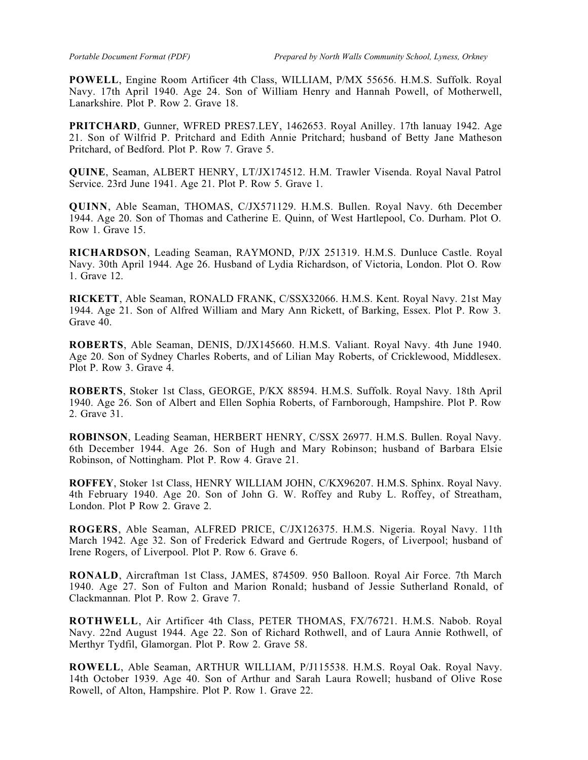**POWELL**, Engine Room Artificer 4th Class, WILLIAM, P/MX 55656. H.M.S. Suffolk. Royal Navy. 17th April 1940. Age 24. Son of William Henry and Hannah Powell, of Motherwell, Lanarkshire. Plot P. Row 2. Grave 18.

**PRITCHARD**, Gunner, WFRED PRES7.LEY, 1462653. Royal Anilley. 17th lanuay 1942. Age 21. Son of Wilfrid P. Pritchard and Edith Annie Pritchard; husband of Betty Jane Matheson Pritchard, of Bedford. Plot P. Row 7. Grave 5.

**QUINE**, Seaman, ALBERT HENRY, LT/JX174512. H.M. Trawler Visenda. Royal Naval Patrol Service. 23rd June 1941. Age 21. Plot P. Row 5. Grave 1.

**QUINN**, Able Seaman, THOMAS, C/JX571129. H.M.S. Bullen. Royal Navy. 6th December 1944. Age 20. Son of Thomas and Catherine E. Quinn, of West Hartlepool, Co. Durham. Plot O. Row 1. Grave 15.

**RICHARDSON**, Leading Seaman, RAYMOND, P/JX 251319. H.M.S. Dunluce Castle. Royal Navy. 30th April 1944. Age 26. Husband of Lydia Richardson, of Victoria, London. Plot O. Row 1. Grave 12.

**RICKETT**, Able Seaman, RONALD FRANK, C/SSX32066. H.M.S. Kent. Royal Navy. 21st May 1944. Age 21. Son of Alfred William and Mary Ann Rickett, of Barking, Essex. Plot P. Row 3. Grave 40.

**ROBERTS**, Able Seaman, DENIS, D/JX145660. H.M.S. Valiant. Royal Navy. 4th June 1940. Age 20. Son of Sydney Charles Roberts, and of Lilian May Roberts, of Cricklewood, Middlesex. Plot P. Row 3. Grave 4.

**ROBERTS**, Stoker 1st Class, GEORGE, P/KX 88594. H.M.S. Suffolk. Royal Navy. 18th April 1940. Age 26. Son of Albert and Ellen Sophia Roberts, of Farnborough, Hampshire. Plot P. Row 2. Grave 31.

**ROBINSON**, Leading Seaman, HERBERT HENRY, C/SSX 26977. H.M.S. Bullen. Royal Navy. 6th December 1944. Age 26. Son of Hugh and Mary Robinson; husband of Barbara Elsie Robinson, of Nottingham. Plot P. Row 4. Grave 21.

**ROFFEY**, Stoker 1st Class, HENRY WILLIAM JOHN, C/KX96207. H.M.S. Sphinx. Royal Navy. 4th February 1940. Age 20. Son of John G. W. Roffey and Ruby L. Roffey, of Streatham, London. Plot P Row 2. Grave 2.

**ROGERS**, Able Seaman, ALFRED PRICE, C/JX126375. H.M.S. Nigeria. Royal Navy. 11th March 1942. Age 32. Son of Frederick Edward and Gertrude Rogers, of Liverpool; husband of Irene Rogers, of Liverpool. Plot P. Row 6. Grave 6.

**RONALD**, Aircraftman 1st Class, JAMES, 874509. 950 Balloon. Royal Air Force. 7th March 1940. Age 27. Son of Fulton and Marion Ronald; husband of Jessie Sutherland Ronald, of Clackmannan. Plot P. Row 2. Grave 7.

**ROTHWELL**, Air Artificer 4th Class, PETER THOMAS, FX/76721. H.M.S. Nabob. Royal Navy. 22nd August 1944. Age 22. Son of Richard Rothwell, and of Laura Annie Rothwell, of Merthyr Tydfil, Glamorgan. Plot P. Row 2. Grave 58.

**ROWELL**, Able Seaman, ARTHUR WILLIAM, P/J115538. H.M.S. Royal Oak. Royal Navy. 14th October 1939. Age 40. Son of Arthur and Sarah Laura Rowell; husband of Olive Rose Rowell, of Alton, Hampshire. Plot P. Row 1. Grave 22.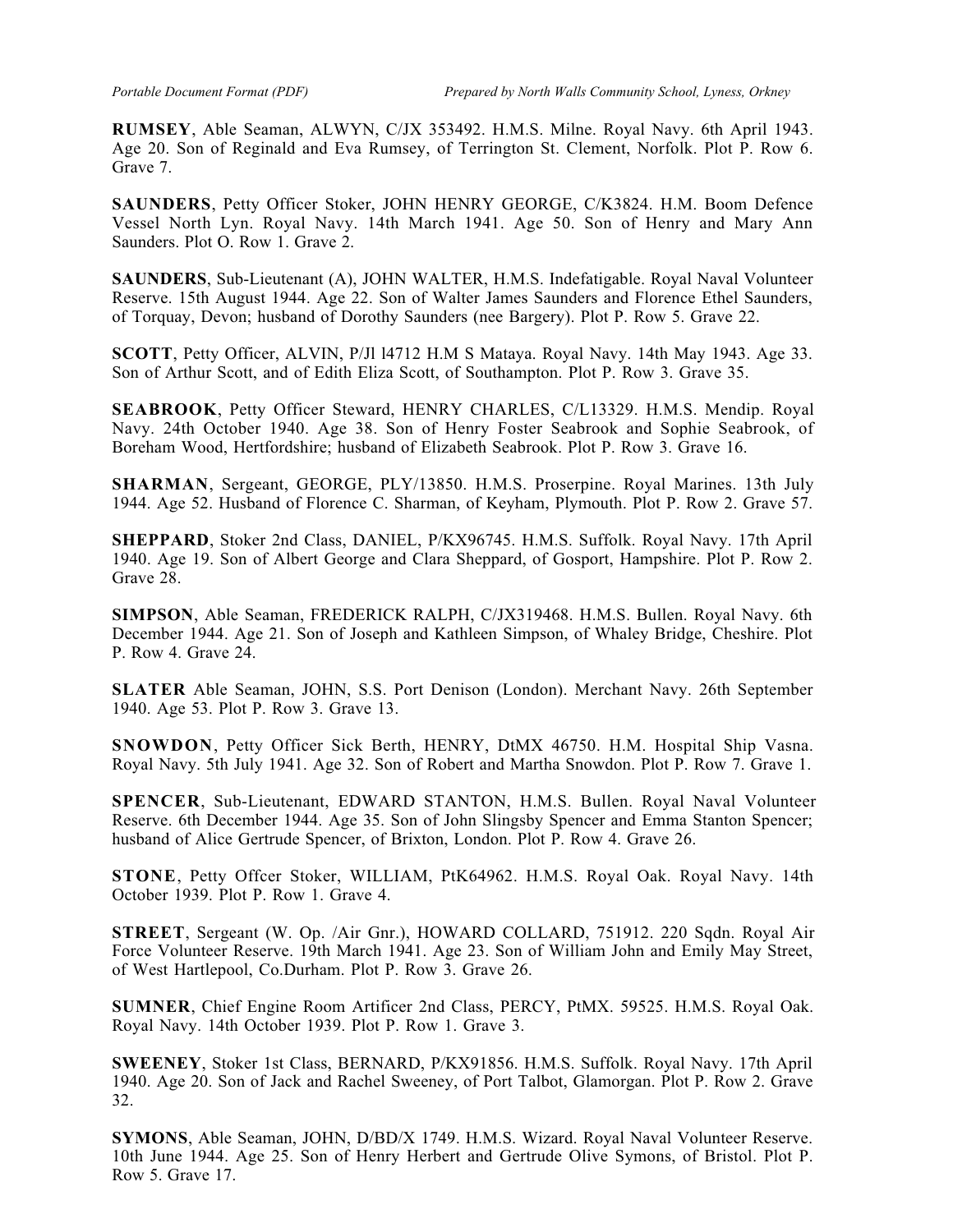**RUMSEY**, Able Seaman, ALWYN, C/JX 353492. H.M.S. Milne. Royal Navy. 6th April 1943. Age 20. Son of Reginald and Eva Rumsey, of Terrington St. Clement, Norfolk. Plot P. Row 6. Grave 7.

**SAUNDERS**, Petty Officer Stoker, JOHN HENRY GEORGE, C/K3824. H.M. Boom Defence Vessel North Lyn. Royal Navy. 14th March 1941. Age 50. Son of Henry and Mary Ann Saunders. Plot O. Row 1. Grave 2.

**SAUNDERS**, Sub-Lieutenant (A), JOHN WALTER, H.M.S. Indefatigable. Royal Naval Volunteer Reserve. 15th August 1944. Age 22. Son of Walter James Saunders and Florence Ethel Saunders, of Torquay, Devon; husband of Dorothy Saunders (nee Bargery). Plot P. Row 5. Grave 22.

**SCOTT**, Petty Officer, ALVIN, P/Jl l4712 H.M S Mataya. Royal Navy. 14th May 1943. Age 33. Son of Arthur Scott, and of Edith Eliza Scott, of Southampton. Plot P. Row 3. Grave 35.

**SEABROOK**, Petty Officer Steward, HENRY CHARLES, C/L13329. H.M.S. Mendip. Royal Navy. 24th October 1940. Age 38. Son of Henry Foster Seabrook and Sophie Seabrook, of Boreham Wood, Hertfordshire; husband of Elizabeth Seabrook. Plot P. Row 3. Grave 16.

**SHARMAN**, Sergeant, GEORGE, PLY/13850. H.M.S. Proserpine. Royal Marines. 13th July 1944. Age 52. Husband of Florence C. Sharman, of Keyham, Plymouth. Plot P. Row 2. Grave 57.

**SHEPPARD**, Stoker 2nd Class, DANIEL, P/KX96745. H.M.S. Suffolk. Royal Navy. 17th April 1940. Age 19. Son of Albert George and Clara Sheppard, of Gosport, Hampshire. Plot P. Row 2. Grave 28.

**SIMPSON**, Able Seaman, FREDERICK RALPH, C/JX319468. H.M.S. Bullen. Royal Navy. 6th December 1944. Age 21. Son of Joseph and Kathleen Simpson, of Whaley Bridge, Cheshire. Plot P. Row 4. Grave 24.

**SLATER** Able Seaman, JOHN, S.S. Port Denison (London). Merchant Navy. 26th September 1940. Age 53. Plot P. Row 3. Grave 13.

**SNOWDON**, Petty Officer Sick Berth, HENRY, DtMX 46750. H.M. Hospital Ship Vasna. Royal Navy. 5th July 1941. Age 32. Son of Robert and Martha Snowdon. Plot P. Row 7. Grave 1.

**SPENCER**, Sub-Lieutenant, EDWARD STANTON, H.M.S. Bullen. Royal Naval Volunteer Reserve. 6th December 1944. Age 35. Son of John Slingsby Spencer and Emma Stanton Spencer; husband of Alice Gertrude Spencer, of Brixton, London. Plot P. Row 4. Grave 26.

**STONE**, Petty Offcer Stoker, WILLIAM, PtK64962. H.M.S. Royal Oak. Royal Navy. 14th October 1939. Plot P. Row 1. Grave 4.

**STREET**, Sergeant (W. Op. /Air Gnr.), HOWARD COLLARD, 751912. 220 Sqdn. Royal Air Force Volunteer Reserve. 19th March 1941. Age 23. Son of William John and Emily May Street, of West Hartlepool, Co.Durham. Plot P. Row 3. Grave 26.

**SUMNER**, Chief Engine Room Artificer 2nd Class, PERCY, PtMX. 59525. H.M.S. Royal Oak. Royal Navy. 14th October 1939. Plot P. Row 1. Grave 3.

**SWEENEY**, Stoker 1st Class, BERNARD, P/KX91856. H.M.S. Suffolk. Royal Navy. 17th April 1940. Age 20. Son of Jack and Rachel Sweeney, of Port Talbot, Glamorgan. Plot P. Row 2. Grave 32.

**SYMONS**, Able Seaman, JOHN, D/BD/X 1749. H.M.S. Wizard. Royal Naval Volunteer Reserve. 10th June 1944. Age 25. Son of Henry Herbert and Gertrude Olive Symons, of Bristol. Plot P. Row 5. Grave 17.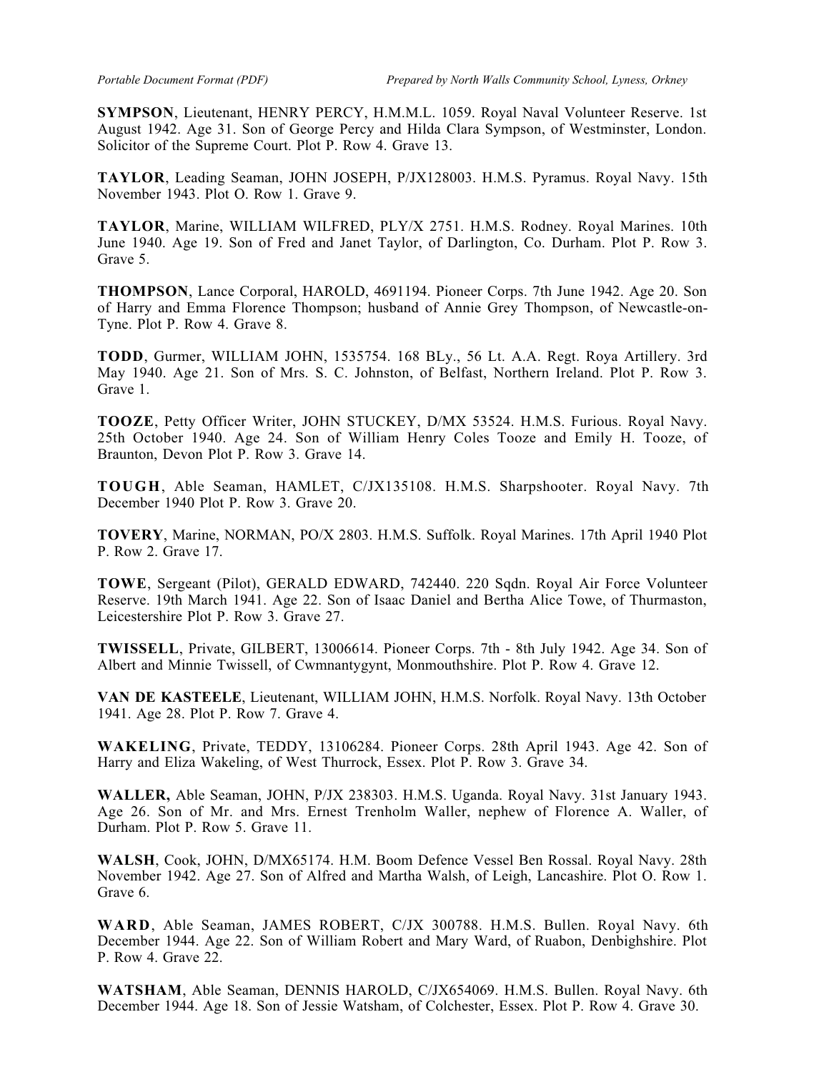**SYMPSON**, Lieutenant, HENRY PERCY, H.M.M.L. 1059. Royal Naval Volunteer Reserve. 1st August 1942. Age 31. Son of George Percy and Hilda Clara Sympson, of Westminster, London. Solicitor of the Supreme Court. Plot P. Row 4. Grave 13.

**TAYLOR**, Leading Seaman, JOHN JOSEPH, P/JX128003. H.M.S. Pyramus. Royal Navy. 15th November 1943. Plot O. Row 1. Grave 9.

**TAYLOR**, Marine, WILLIAM WILFRED, PLY/X 2751. H.M.S. Rodney. Royal Marines. 10th June 1940. Age 19. Son of Fred and Janet Taylor, of Darlington, Co. Durham. Plot P. Row 3. Grave 5.

**THOMPSON**, Lance Corporal, HAROLD, 4691194. Pioneer Corps. 7th June 1942. Age 20. Son of Harry and Emma Florence Thompson; husband of Annie Grey Thompson, of Newcastle-on-Tyne. Plot P. Row 4. Grave 8.

**TODD**, Gurmer, WILLIAM JOHN, 1535754. 168 BLy., 56 Lt. A.A. Regt. Roya Artillery. 3rd May 1940. Age 21. Son of Mrs. S. C. Johnston, of Belfast, Northern Ireland. Plot P. Row 3. Grave 1.

**TOOZE**, Petty Officer Writer, JOHN STUCKEY, D/MX 53524. H.M.S. Furious. Royal Navy. 25th October 1940. Age 24. Son of William Henry Coles Tooze and Emily H. Tooze, of Braunton, Devon Plot P. Row 3. Grave 14.

**TOUGH**, Able Seaman, HAMLET, C/JX135108. H.M.S. Sharpshooter. Royal Navy. 7th December 1940 Plot P. Row 3. Grave 20.

**TOVERY**, Marine, NORMAN, PO/X 2803. H.M.S. Suffolk. Royal Marines. 17th April 1940 Plot P. Row 2. Grave 17.

**TOWE**, Sergeant (Pilot), GERALD EDWARD, 742440. 220 Sqdn. Royal Air Force Volunteer Reserve. 19th March 1941. Age 22. Son of Isaac Daniel and Bertha Alice Towe, of Thurmaston, Leicestershire Plot P. Row 3. Grave 27.

**TWISSELL**, Private, GILBERT, 13006614. Pioneer Corps. 7th - 8th July 1942. Age 34. Son of Albert and Minnie Twissell, of Cwmnantygynt, Monmouthshire. Plot P. Row 4. Grave 12.

**VAN DE KASTEELE**, Lieutenant, WILLIAM JOHN, H.M.S. Norfolk. Royal Navy. 13th October 1941. Age 28. Plot P. Row 7. Grave 4.

**WAKELING**, Private, TEDDY, 13106284. Pioneer Corps. 28th April 1943. Age 42. Son of Harry and Eliza Wakeling, of West Thurrock, Essex. Plot P. Row 3. Grave 34.

**WALLER,** Able Seaman, JOHN, P/JX 238303. H.M.S. Uganda. Royal Navy. 31st January 1943. Age 26. Son of Mr. and Mrs. Ernest Trenholm Waller, nephew of Florence A. Waller, of Durham. Plot P. Row 5. Grave 11.

**WALSH**, Cook, JOHN, D/MX65174. H.M. Boom Defence Vessel Ben Rossal. Royal Navy. 28th November 1942. Age 27. Son of Alfred and Martha Walsh, of Leigh, Lancashire. Plot O. Row 1. Grave 6.

**WARD**, Able Seaman, JAMES ROBERT, C/JX 300788. H.M.S. Bullen. Royal Navy. 6th December 1944. Age 22. Son of William Robert and Mary Ward, of Ruabon, Denbighshire. Plot P. Row 4. Grave 22.

**WATSHAM**, Able Seaman, DENNIS HAROLD, C/JX654069. H.M.S. Bullen. Royal Navy. 6th December 1944. Age 18. Son of Jessie Watsham, of Colchester, Essex. Plot P. Row 4. Grave 30.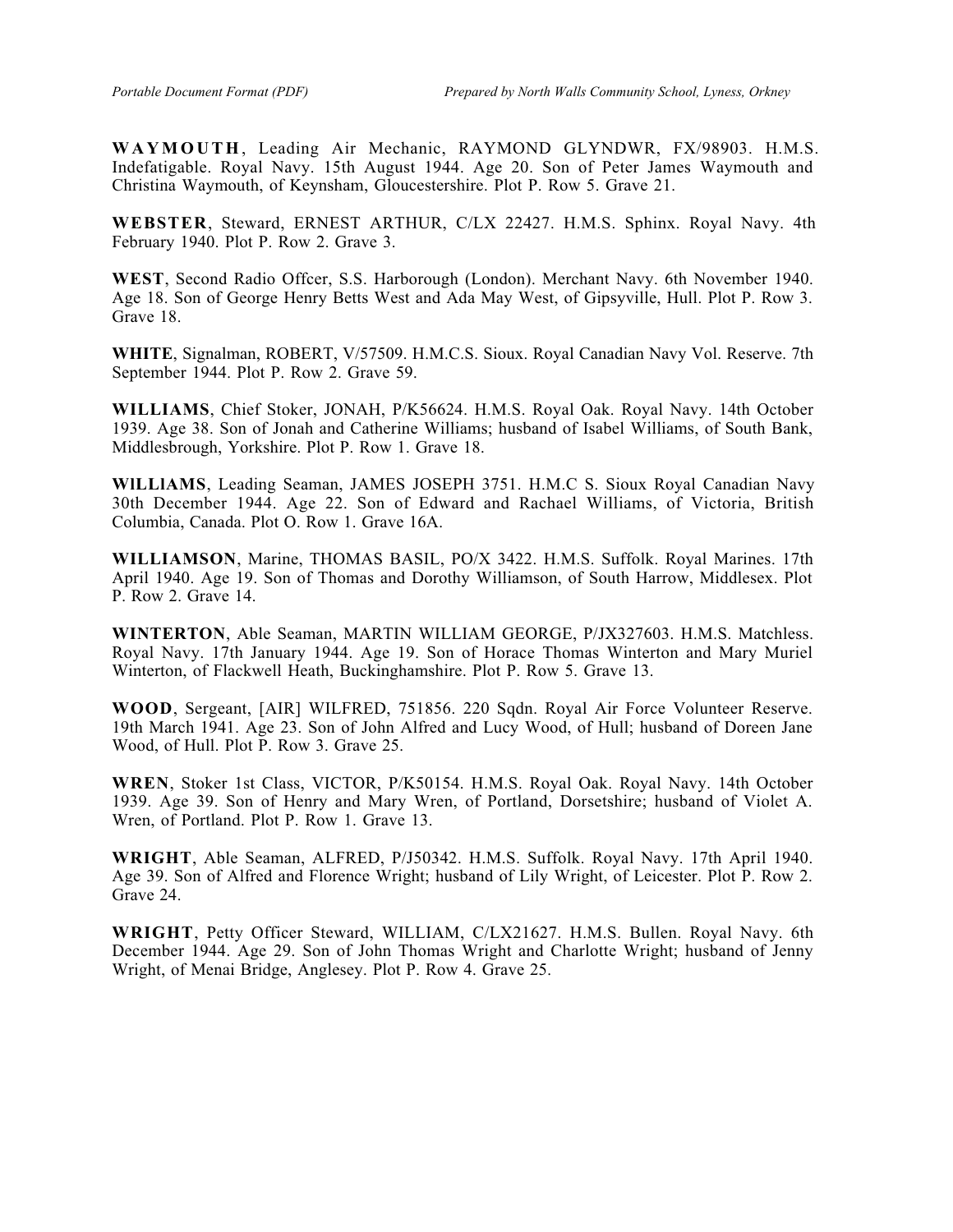**WAYMOUTH**, Leading Air Mechanic, RAYMOND GLYNDWR, FX/98903. H.M.S. Indefatigable. Royal Navy. 15th August 1944. Age 20. Son of Peter James Waymouth and Christina Waymouth, of Keynsham, Gloucestershire. Plot P. Row 5. Grave 21.

**WEBSTER**, Steward, ERNEST ARTHUR, C/LX 22427. H.M.S. Sphinx. Royal Navy. 4th February 1940. Plot P. Row 2. Grave 3.

**WEST**, Second Radio Offcer, S.S. Harborough (London). Merchant Navy. 6th November 1940. Age 18. Son of George Henry Betts West and Ada May West, of Gipsyville, Hull. Plot P. Row 3. Grave 18.

**WHITE**, Signalman, ROBERT, V/57509. H.M.C.S. Sioux. Royal Canadian Navy Vol. Reserve. 7th September 1944. Plot P. Row 2. Grave 59.

**WILLIAMS**, Chief Stoker, JONAH, P/K56624. H.M.S. Royal Oak. Royal Navy. 14th October 1939. Age 38. Son of Jonah and Catherine Williams; husband of Isabel Williams, of South Bank, Middlesbrough, Yorkshire. Plot P. Row 1. Grave 18.

**WIlLIAMS**, Leading Seaman, JAMES JOSEPH 3751. H.M.C S. Sioux Royal Canadian Navy 30th December 1944. Age 22. Son of Edward and Rachael Williams, of Victoria, British Columbia, Canada. Plot O. Row 1. Grave 16A.

**WILLIAMSON**, Marine, THOMAS BASIL, PO/X 3422. H.M.S. Suffolk. Royal Marines. 17th April 1940. Age 19. Son of Thomas and Dorothy Williamson, of South Harrow, Middlesex. Plot P. Row 2. Grave 14.

**WINTERTON**, Able Seaman, MARTIN WILLIAM GEORGE, P/JX327603. H.M.S. Matchless. Royal Navy. 17th January 1944. Age 19. Son of Horace Thomas Winterton and Mary Muriel Winterton, of Flackwell Heath, Buckinghamshire. Plot P. Row 5. Grave 13.

**WOOD**, Sergeant, [AIR] WILFRED, 751856. 220 Sqdn. Royal Air Force Volunteer Reserve. 19th March 1941. Age 23. Son of John Alfred and Lucy Wood, of Hull; husband of Doreen Jane Wood, of Hull. Plot P. Row 3. Grave 25.

**WREN**, Stoker 1st Class, VICTOR, P/K50154. H.M.S. Royal Oak. Royal Navy. 14th October 1939. Age 39. Son of Henry and Mary Wren, of Portland, Dorsetshire; husband of Violet A. Wren, of Portland. Plot P. Row 1. Grave 13.

**WRIGHT**, Able Seaman, ALFRED, P/J50342. H.M.S. Suffolk. Royal Navy. 17th April 1940. Age 39. Son of Alfred and Florence Wright; husband of Lily Wright, of Leicester. Plot P. Row 2. Grave 24.

**WRIGHT**, Petty Officer Steward, WILLIAM, C/LX21627. H.M.S. Bullen. Royal Navy. 6th December 1944. Age 29. Son of John Thomas Wright and Charlotte Wright; husband of Jenny Wright, of Menai Bridge, Anglesey. Plot P. Row 4. Grave 25.